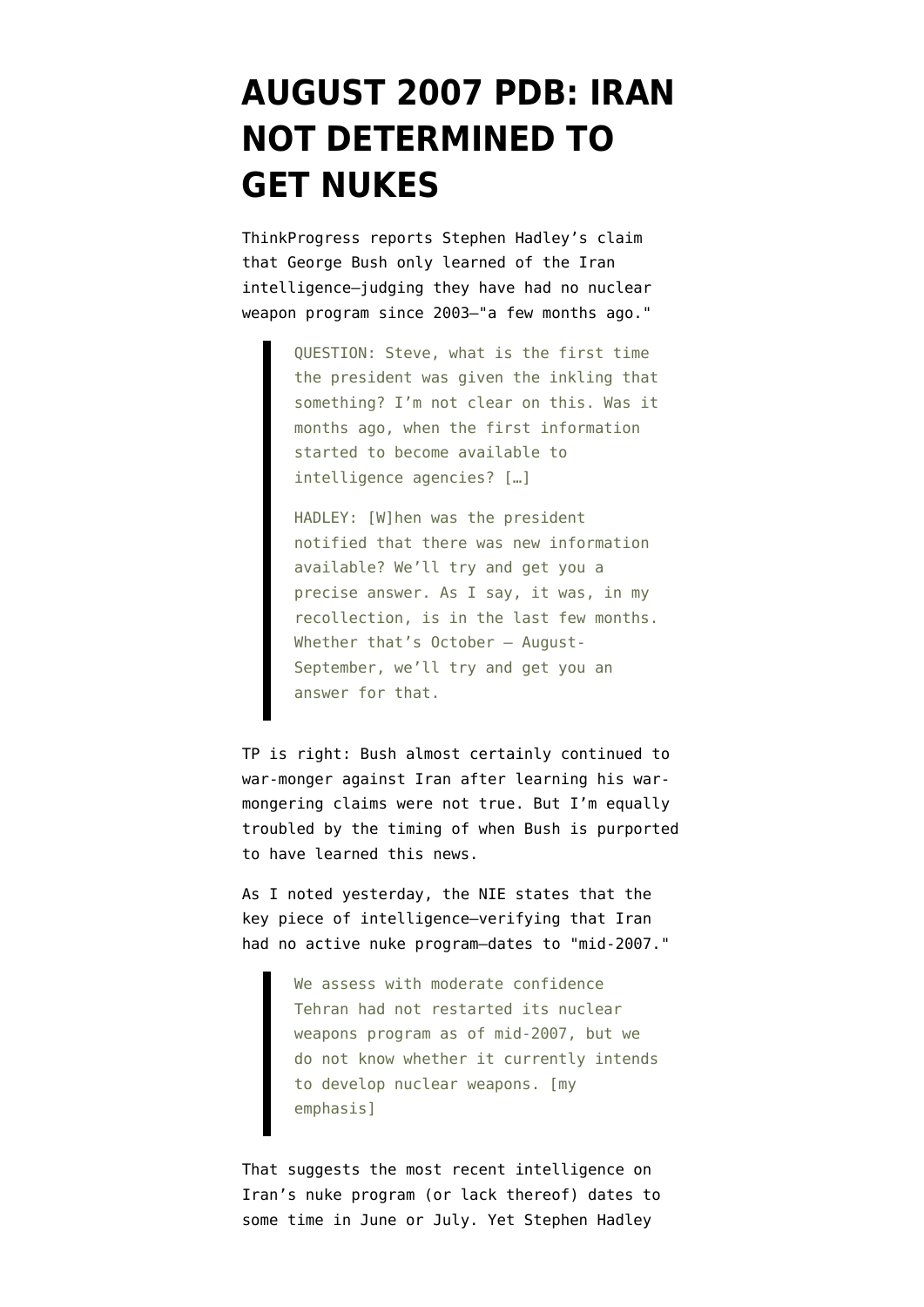# AUGUST 2007 PDB: IRAN NOT DETERMINED TO GET NUKES

ThinkProgress reports Stephen Hadley's claim that George Bush only learned of the Iran intelligence–judging they have had no nuclear weapon program since 2003–"a few months ago."

> QUESTION: Steve, what is the first time the president was given the inkling that something? I'm not clear on this. Was it months ago, when the first information started to become available to intelligence agencies? […]
>
> HADLEY: [W]hen was the president notified that there was new information available? We'll try and get you a precise answer. As I say, it was, in my recollection, is in the last few months. Whether that's October – August-September, we'll try and get you an answer for that.

TP is right: Bush almost certainly continued to war-monger against Iran after learning his war-mongering claims were not true. But I'm equally troubled by the timing of when Bush is purported to have learned this news.

As I noted yesterday, the NIE states that the key piece of intelligence–verifying that Iran had no active nuke program–dates to "mid-2007."

> We assess with moderate confidence Tehran had not restarted its nuclear weapons program as of mid-2007, but we do not know whether it currently intends to develop nuclear weapons. [my emphasis]

That suggests the most recent intelligence on Iran's nuke program (or lack thereof) dates to some time in June or July. Yet Stephen Hadley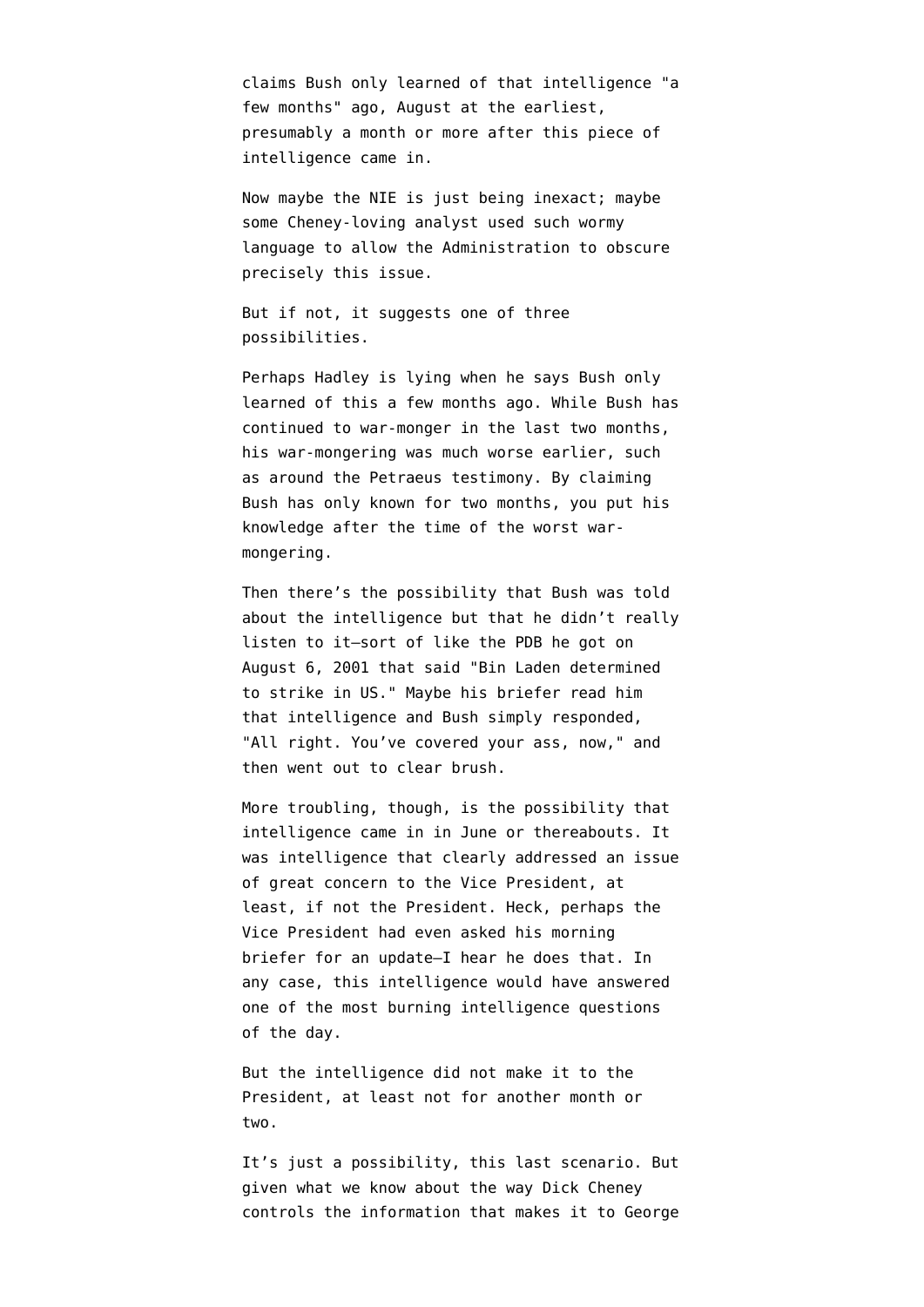claims Bush only learned of that intelligence "a few months" ago, August at the earliest, presumably a month or more after this piece of intelligence came in.

Now maybe the NIE is just being inexact; maybe some Cheney-loving analyst used such wormy language to allow the Administration to obscure precisely this issue.

But if not, it suggests one of three possibilities.

Perhaps Hadley is lying when he says Bush only learned of this a few months ago. While Bush has continued to war-monger in the last two months, his war-mongering was much worse earlier, such as around the Petraeus testimony. By claiming Bush has only known for two months, you put his knowledge after the time of the worst war-mongering.

Then there's the possibility that Bush was told about the intelligence but that he didn't really listen to it—sort of like the PDB he got on August 6, 2001 that said "Bin Laden determined to strike in US." Maybe his briefer read him that intelligence and Bush simply responded, "All right. You've covered your ass, now," and then went out to clear brush.

More troubling, though, is the possibility that intelligence came in in June or thereabouts. It was intelligence that clearly addressed an issue of great concern to the Vice President, at least, if not the President. Heck, perhaps the Vice President had even asked his morning briefer for an update—I hear he does that. In any case, this intelligence would have answered one of the most burning intelligence questions of the day.

But the intelligence did not make it to the President, at least not for another month or two.

It's just a possibility, this last scenario. But given what we know about the way Dick Cheney controls the information that makes it to George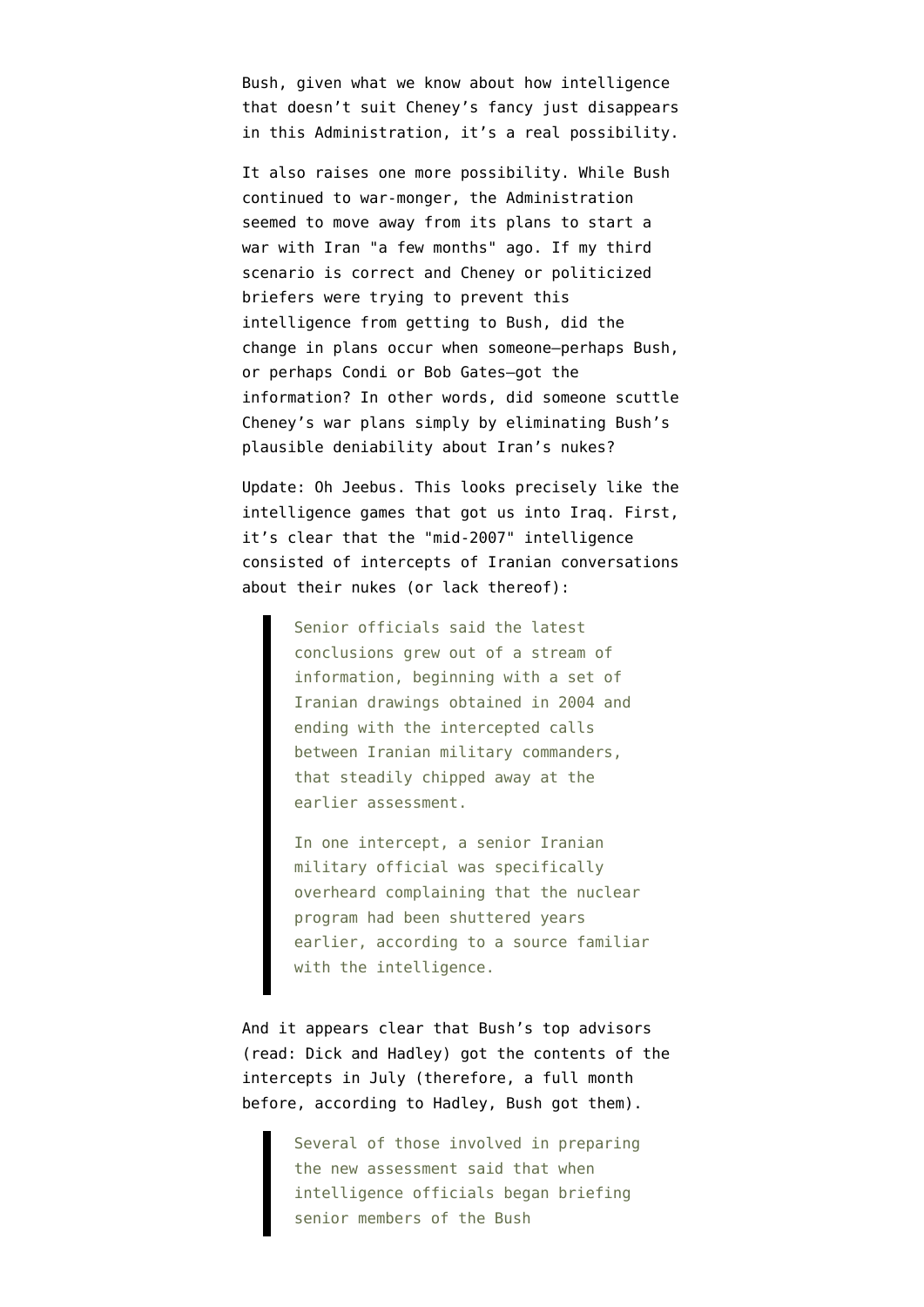Bush, given what we know about how intelligence that doesn't suit Cheney's fancy just disappears in this Administration, it's a real possibility.

It also raises one more possibility. While Bush continued to war-monger, the Administration seemed to move away from its plans to start a war with Iran "a few months" ago. If my third scenario is correct and Cheney or politicized briefers were trying to prevent this intelligence from getting to Bush, did the change in plans occur when someone—perhaps Bush, or perhaps Condi or Bob Gates—got the information? In other words, did someone scuttle Cheney's war plans simply by eliminating Bush's plausible deniability about Iran's nukes?

Update: Oh Jeebus. This looks precisely like the intelligence games that got us into Iraq. First, it's clear that the "mid-2007" intelligence consisted of intercepts of Iranian conversations about their nukes (or lack thereof):

> Senior officials said the latest conclusions grew out of a stream of information, beginning with a set of Iranian drawings obtained in 2004 and ending with the intercepted calls between Iranian military commanders, that steadily chipped away at the earlier assessment.
>
> In one intercept, a senior Iranian military official was specifically overheard complaining that the nuclear program had been shuttered years earlier, according to a source familiar with the intelligence.

And it appears clear that Bush's top advisors (read: Dick and Hadley) got the contents of the intercepts in July (therefore, a full month before, according to Hadley, Bush got them).

> Several of those involved in preparing the new assessment said that when intelligence officials began briefing senior members of the Bush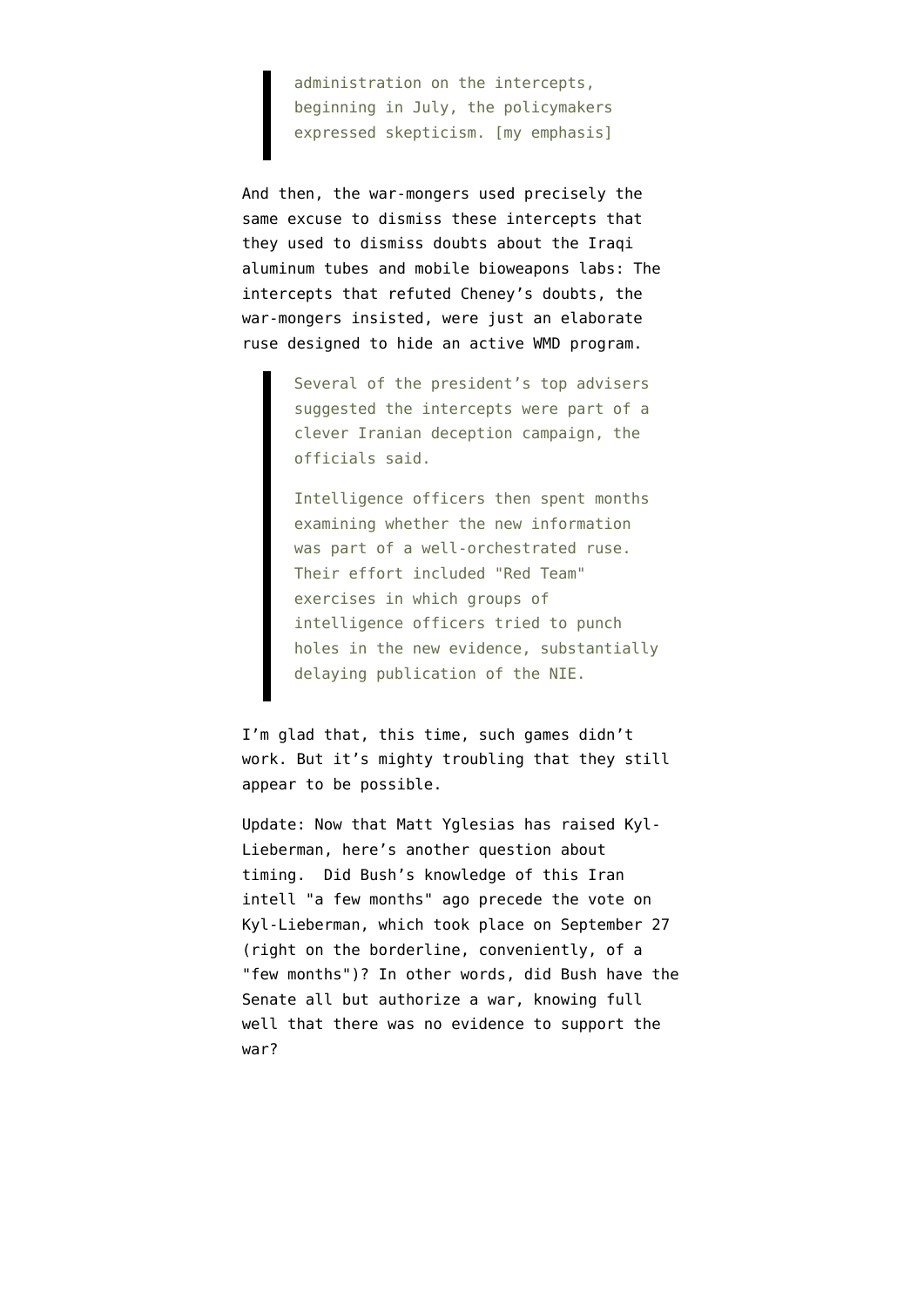> administration on the intercepts, beginning in July, the policymakers expressed skepticism. [my emphasis]

And then, the war-mongers used precisely the same excuse to dismiss these intercepts that they used to dismiss doubts about the Iraqi aluminum tubes and mobile bioweapons labs: The intercepts that refuted Cheney's doubts, the war-mongers insisted, were just an elaborate ruse designed to hide an active WMD program.

> Several of the president's top advisers suggested the intercepts were part of a clever Iranian deception campaign, the officials said.
>
> Intelligence officers then spent months examining whether the new information was part of a well-orchestrated ruse. Their effort included "Red Team" exercises in which groups of intelligence officers tried to punch holes in the new evidence, substantially delaying publication of the NIE.

I'm glad that, this time, such games didn't work. But it's mighty troubling that they still appear to be possible.

Update: Now that Matt Yglesias has raised Kyl-Lieberman, here's another question about timing. Did Bush's knowledge of this Iran intell "a few months" ago precede the vote on Kyl-Lieberman, which took place on September 27 (right on the borderline, conveniently, of a "few months")? In other words, did Bush have the Senate all but authorize a war, knowing full well that there was no evidence to support the war?